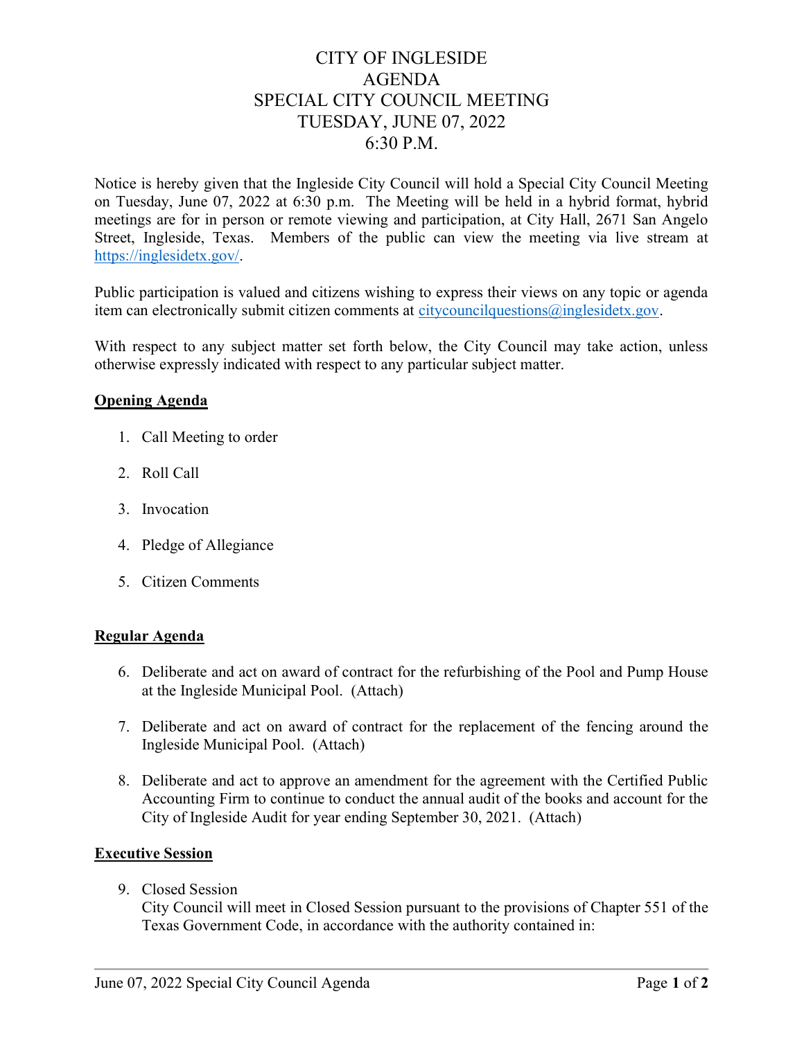# CITY OF INGLESIDE
# AGENDA
# SPECIAL CITY COUNCIL MEETING
# TUESDAY, JUNE 07, 2022
# 6:30 P.M.

Notice is hereby given that the Ingleside City Council will hold a Special City Council Meeting on Tuesday, June 07, 2022 at 6:30 p.m. The Meeting will be held in a hybrid format, hybrid meetings are for in person or remote viewing and participation, at City Hall, 2671 San Angelo Street, Ingleside, Texas. Members of the public can view the meeting via live stream at https://inglesidetx.gov/.

Public participation is valued and citizens wishing to express their views on any topic or agenda item can electronically submit citizen comments at citycouncilquestions@inglesidetx.gov.

With respect to any subject matter set forth below, the City Council may take action, unless otherwise expressly indicated with respect to any particular subject matter.

**Opening Agenda**

1. Call Meeting to order
2. Roll Call
3. Invocation
4. Pledge of Allegiance
5. Citizen Comments

**Regular Agenda**

6. Deliberate and act on award of contract for the refurbishing of the Pool and Pump House at the Ingleside Municipal Pool. (Attach)
7. Deliberate and act on award of contract for the replacement of the fencing around the Ingleside Municipal Pool. (Attach)
8. Deliberate and act to approve an amendment for the agreement with the Certified Public Accounting Firm to continue to conduct the annual audit of the books and account for the City of Ingleside Audit for year ending September 30, 2021. (Attach)

**Executive Session**

9. Closed Session
   City Council will meet in Closed Session pursuant to the provisions of Chapter 551 of the Texas Government Code, in accordance with the authority contained in: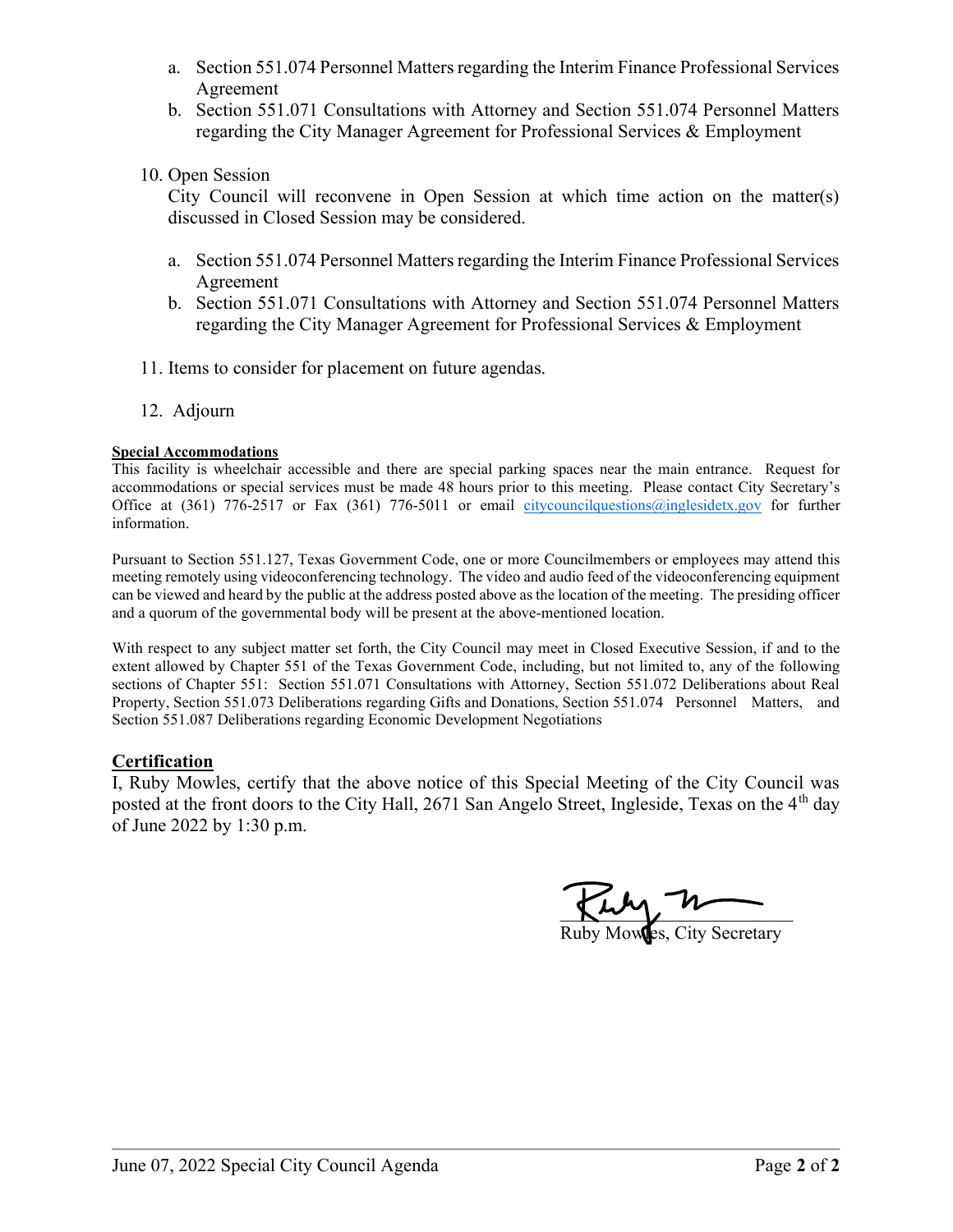a. Section 551.074 Personnel Matters regarding the Interim Finance Professional Services Agreement
b. Section 551.071 Consultations with Attorney and Section 551.074 Personnel Matters regarding the City Manager Agreement for Professional Services & Employment

10. Open Session
    City Council will reconvene in Open Session at which time action on the matter(s) discussed in Closed Session may be considered.

    a. Section 551.074 Personnel Matters regarding the Interim Finance Professional Services Agreement
    b. Section 551.071 Consultations with Attorney and Section 551.074 Personnel Matters regarding the City Manager Agreement for Professional Services & Employment

11. Items to consider for placement on future agendas.

12. Adjourn

**Special Accommodations**

This facility is wheelchair accessible and there are special parking spaces near the main entrance. Request for accommodations or special services must be made 48 hours prior to this meeting. Please contact City Secretary's Office at (361) 776-2517 or Fax (361) 776-5011 or email citycouncilquestions@inglesidetx.gov for further information.

Pursuant to Section 551.127, Texas Government Code, one or more Councilmembers or employees may attend this meeting remotely using videoconferencing technology. The video and audio feed of the videoconferencing equipment can be viewed and heard by the public at the address posted above as the location of the meeting. The presiding officer and a quorum of the governmental body will be present at the above-mentioned location.

With respect to any subject matter set forth, the City Council may meet in Closed Executive Session, if and to the extent allowed by Chapter 551 of the Texas Government Code, including, but not limited to, any of the following sections of Chapter 551: Section 551.071 Consultations with Attorney, Section 551.072 Deliberations about Real Property, Section 551.073 Deliberations regarding Gifts and Donations, Section 551.074 Personnel Matters, and Section 551.087 Deliberations regarding Economic Development Negotiations

## Certification

I, Ruby Mowles, certify that the above notice of this Special Meeting of the City Council was posted at the front doors to the City Hall, 2671 San Angelo Street, Ingleside, Texas on the 4th day of June 2022 by 1:30 p.m.

Ruby Mowles, City Secretary